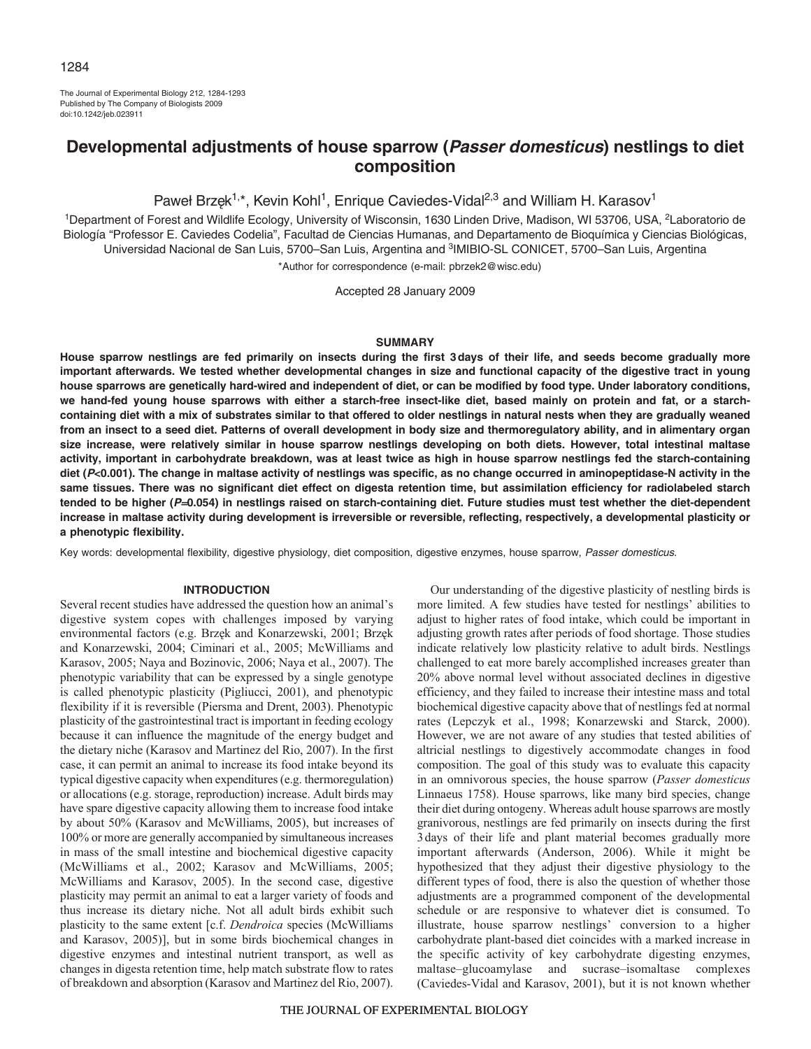# Developmental adjustments of house sparrow (*Passer domesticus*) nestlings to diet composition

Paweł Brzęk[1,*], Kevin Kohl[1], Enrique Caviedes-Vidal[2,3] and William H. Karasov[1]

[1]Department of Forest and Wildlife Ecology, University of Wisconsin, 1630 Linden Drive, Madison, WI 53706, USA, [2]Laboratorio de Biología "Professor E. Caviedes Codelia", Facultad de Ciencias Humanas, and Departamento de Bioquímica y Ciencias Biológicas, Universidad Nacional de San Luis, 5700–San Luis, Argentina and [3]IMIBIO-SL CONICET, 5700–San Luis, Argentina

*Author for correspondence (e-mail: pbrzek2@wisc.edu)

Accepted 28 January 2009

## SUMMARY

**House sparrow nestlings are fed primarily on insects during the first 3 days of their life, and seeds become gradually more important afterwards. We tested whether developmental changes in size and functional capacity of the digestive tract in young house sparrows are genetically hard-wired and independent of diet, or can be modified by food type. Under laboratory conditions, we hand-fed young house sparrows with either a starch-free insect-like diet, based mainly on protein and fat, or a starch-containing diet with a mix of substrates similar to that offered to older nestlings in natural nests when they are gradually weaned from an insect to a seed diet. Patterns of overall development in body size and thermoregulatory ability, and in alimentary organ size increase, were relatively similar in house sparrow nestlings developing on both diets. However, total intestinal maltase activity, important in carbohydrate breakdown, was at least twice as high in house sparrow nestlings fed the starch-containing diet (*P*<0.001). The change in maltase activity of nestlings was specific, as no change occurred in aminopeptidase-N activity in the same tissues. There was no significant diet effect on digesta retention time, but assimilation efficiency for radiolabeled starch tended to be higher (*P*=0.054) in nestlings raised on starch-containing diet. Future studies must test whether the diet-dependent increase in maltase activity during development is irreversible or reversible, reflecting, respectively, a developmental plasticity or a phenotypic flexibility.**

Key words: developmental flexibility, digestive physiology, diet composition, digestive enzymes, house sparrow, *Passer domesticus.*

## INTRODUCTION

Several recent studies have addressed the question how an animal's digestive system copes with challenges imposed by varying environmental factors (e.g. Brzęk and Konarzewski, 2001; Brzęk and Konarzewski, 2004; Ciminari et al., 2005; McWilliams and Karasov, 2005; Naya and Bozinovic, 2006; Naya et al., 2007). The phenotypic variability that can be expressed by a single genotype is called phenotypic plasticity (Pigliucci, 2001), and phenotypic flexibility if it is reversible (Piersma and Drent, 2003). Phenotypic plasticity of the gastrointestinal tract is important in feeding ecology because it can influence the magnitude of the energy budget and the dietary niche (Karasov and Martinez del Rio, 2007). In the first case, it can permit an animal to increase its food intake beyond its typical digestive capacity when expenditures (e.g. thermoregulation) or allocations (e.g. storage, reproduction) increase. Adult birds may have spare digestive capacity allowing them to increase food intake by about 50% (Karasov and McWilliams, 2005), but increases of 100% or more are generally accompanied by simultaneous increases in mass of the small intestine and biochemical digestive capacity (McWilliams et al., 2002; Karasov and McWilliams, 2005; McWilliams and Karasov, 2005). In the second case, digestive plasticity may permit an animal to eat a larger variety of foods and thus increase its dietary niche. Not all adult birds exhibit such plasticity to the same extent [c.f. *Dendroica* species (McWilliams and Karasov, 2005)], but in some birds biochemical changes in digestive enzymes and intestinal nutrient transport, as well as changes in digesta retention time, help match substrate flow to rates of breakdown and absorption (Karasov and Martinez del Rio, 2007).

Our understanding of the digestive plasticity of nestling birds is more limited. A few studies have tested for nestlings' abilities to adjust to higher rates of food intake, which could be important in adjusting growth rates after periods of food shortage. Those studies indicate relatively low plasticity relative to adult birds. Nestlings challenged to eat more barely accomplished increases greater than 20% above normal level without associated declines in digestive efficiency, and they failed to increase their intestine mass and total biochemical digestive capacity above that of nestlings fed at normal rates (Lepczyk et al., 1998; Konarzewski and Starck, 2000). However, we are not aware of any studies that tested abilities of altricial nestlings to digestively accommodate changes in food composition. The goal of this study was to evaluate this capacity in an omnivorous species, the house sparrow (*Passer domesticus* Linnaeus 1758). House sparrows, like many bird species, change their diet during ontogeny. Whereas adult house sparrows are mostly granivorous, nestlings are fed primarily on insects during the first 3 days of their life and plant material becomes gradually more important afterwards (Anderson, 2006). While it might be hypothesized that they adjust their digestive physiology to the different types of food, there is also the question of whether those adjustments are a programmed component of the developmental schedule or are responsive to whatever diet is consumed. To illustrate, house sparrow nestlings' conversion to a higher carbohydrate plant-based diet coincides with a marked increase in the specific activity of key carbohydrate digesting enzymes, maltase–glucoamylase and sucrase–isomaltase complexes (Caviedes-Vidal and Karasov, 2001), but it is not known whether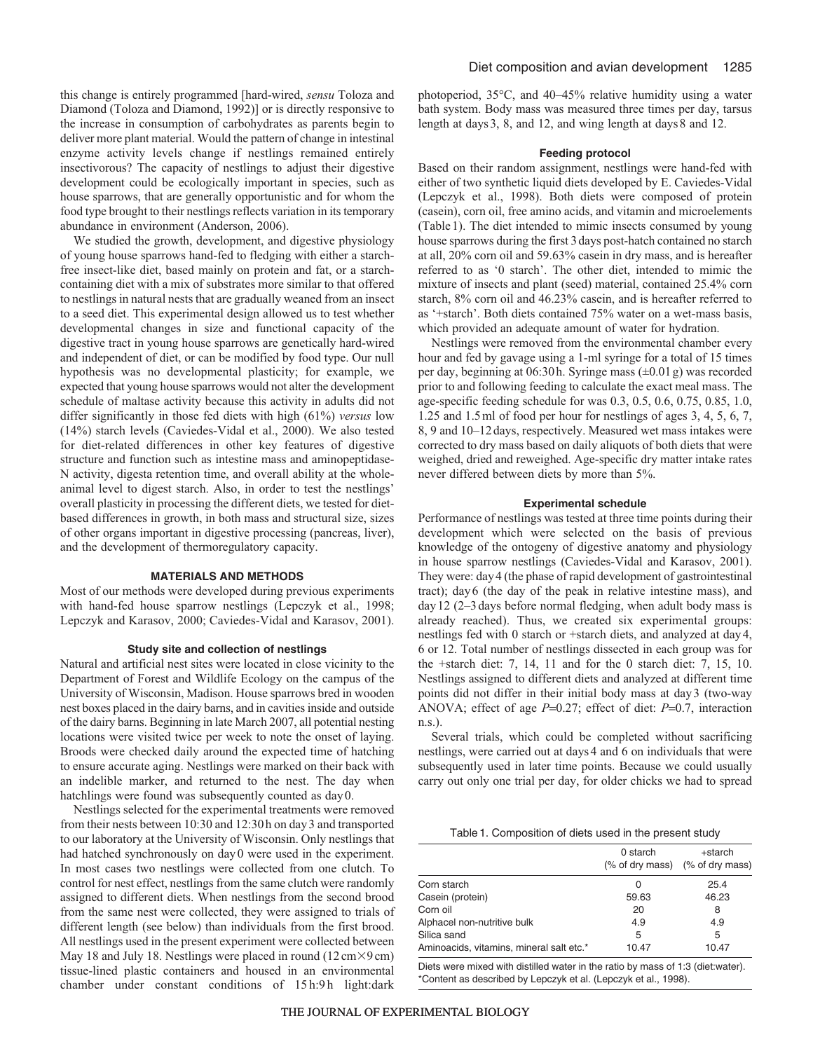this change is entirely programmed [hard-wired, *sensu* Toloza and Diamond (Toloza and Diamond, 1992)] or is directly responsive to the increase in consumption of carbohydrates as parents begin to deliver more plant material. Would the pattern of change in intestinal enzyme activity levels change if nestlings remained entirely insectivorous? The capacity of nestlings to adjust their digestive development could be ecologically important in species, such as house sparrows, that are generally opportunistic and for whom the food type brought to their nestlings reflects variation in its temporary abundance in environment (Anderson, 2006).

We studied the growth, development, and digestive physiology of young house sparrows hand-fed to fledging with either a starch-free insect-like diet, based mainly on protein and fat, or a starch-containing diet with a mix of substrates more similar to that offered to nestlings in natural nests that are gradually weaned from an insect to a seed diet. This experimental design allowed us to test whether developmental changes in size and functional capacity of the digestive tract in young house sparrows are genetically hard-wired and independent of diet, or can be modified by food type. Our null hypothesis was no developmental plasticity; for example, we expected that young house sparrows would not alter the development schedule of maltase activity because this activity in adults did not differ significantly in those fed diets with high (61%) *versus* low (14%) starch levels (Caviedes-Vidal et al., 2000). We also tested for diet-related differences in other key features of digestive structure and function such as intestine mass and aminopeptidase-N activity, digesta retention time, and overall ability at the whole-animal level to digest starch. Also, in order to test the nestlings' overall plasticity in processing the different diets, we tested for diet-based differences in growth, in both mass and structural size, sizes of other organs important in digestive processing (pancreas, liver), and the development of thermoregulatory capacity.

## MATERIALS AND METHODS

Most of our methods were developed during previous experiments with hand-fed house sparrow nestlings (Lepczyk et al., 1998; Lepczyk and Karasov, 2000; Caviedes-Vidal and Karasov, 2001).

### Study site and collection of nestlings

Natural and artificial nest sites were located in close vicinity to the Department of Forest and Wildlife Ecology on the campus of the University of Wisconsin, Madison. House sparrows bred in wooden nest boxes placed in the dairy barns, and in cavities inside and outside of the dairy barns. Beginning in late March 2007, all potential nesting locations were visited twice per week to note the onset of laying. Broods were checked daily around the expected time of hatching to ensure accurate aging. Nestlings were marked on their back with an indelible marker, and returned to the nest. The day when hatchlings were found was subsequently counted as day 0.

Nestlings selected for the experimental treatments were removed from their nests between 10:30 and 12:30 h on day 3 and transported to our laboratory at the University of Wisconsin. Only nestlings that had hatched synchronously on day 0 were used in the experiment. In most cases two nestlings were collected from one clutch. To control for nest effect, nestlings from the same clutch were randomly assigned to different diets. When nestlings from the second brood from the same nest were collected, they were assigned to trials of different length (see below) than individuals from the first brood. All nestlings used in the present experiment were collected between May 18 and July 18. Nestlings were placed in round (12 cm×9 cm) tissue-lined plastic containers and housed in an environmental chamber under constant conditions of 15 h:9 h light:dark photoperiod, 35°C, and 40–45% relative humidity using a water bath system. Body mass was measured three times per day, tarsus length at days 3, 8, and 12, and wing length at days 8 and 12.

### Feeding protocol

Based on their random assignment, nestlings were hand-fed with either of two synthetic liquid diets developed by E. Caviedes-Vidal (Lepczyk et al., 1998). Both diets were composed of protein (casein), corn oil, free amino acids, and vitamin and microelements (Table 1). The diet intended to mimic insects consumed by young house sparrows during the first 3 days post-hatch contained no starch at all, 20% corn oil and 59.63% casein in dry mass, and is hereafter referred to as '0 starch'. The other diet, intended to mimic the mixture of insects and plant (seed) material, contained 25.4% corn starch, 8% corn oil and 46.23% casein, and is hereafter referred to as '+starch'. Both diets contained 75% water on a wet-mass basis, which provided an adequate amount of water for hydration.

Nestlings were removed from the environmental chamber every hour and fed by gavage using a 1-ml syringe for a total of 15 times per day, beginning at 06:30 h. Syringe mass (±0.01 g) was recorded prior to and following feeding to calculate the exact meal mass. The age-specific feeding schedule for was 0.3, 0.5, 0.6, 0.75, 0.85, 1.0, 1.25 and 1.5 ml of food per hour for nestlings of ages 3, 4, 5, 6, 7, 8, 9 and 10–12 days, respectively. Measured wet mass intakes were corrected to dry mass based on daily aliquots of both diets that were weighed, dried and reweighed. Age-specific dry matter intake rates never differed between diets by more than 5%.

### Experimental schedule

Performance of nestlings was tested at three time points during their development which were selected on the basis of previous knowledge of the ontogeny of digestive anatomy and physiology in house sparrow nestlings (Caviedes-Vidal and Karasov, 2001). They were: day 4 (the phase of rapid development of gastrointestinal tract); day 6 (the day of the peak in relative intestine mass), and day 12 (2–3 days before normal fledging, when adult body mass is already reached). Thus, we created six experimental groups: nestlings fed with 0 starch or +starch diets, and analyzed at day 4, 6 or 12. Total number of nestlings dissected in each group was for the +starch diet: 7, 14, 11 and for the 0 starch diet: 7, 15, 10. Nestlings assigned to different diets and analyzed at different time points did not differ in their initial body mass at day 3 (two-way ANOVA; effect of age $P$=0.27; effect of diet: $P$=0.7, interaction n.s.).

Several trials, which could be completed without sacrificing nestlings, were carried out at days 4 and 6 on individuals that were subsequently used in later time points. Because we could usually carry out only one trial per day, for older chicks we had to spread

Table 1. Composition of diets used in the present study

| | 0 starch (% of dry mass) | +starch (% of dry mass) |
|---|---|---|
| Corn starch | 0 | 25.4 |
| Casein (protein) | 59.63 | 46.23 |
| Corn oil | 20 | 8 |
| Alphacel non-nutritive bulk | 4.9 | 4.9 |
| Silica sand | 5 | 5 |
| Aminoacids, vitamins, mineral salt etc.* | 10.47 | 10.47 |

Diets were mixed with distilled water in the ratio by mass of 1:3 (diet:water).
*Content as described by Lepczyk et al. (Lepczyk et al., 1998).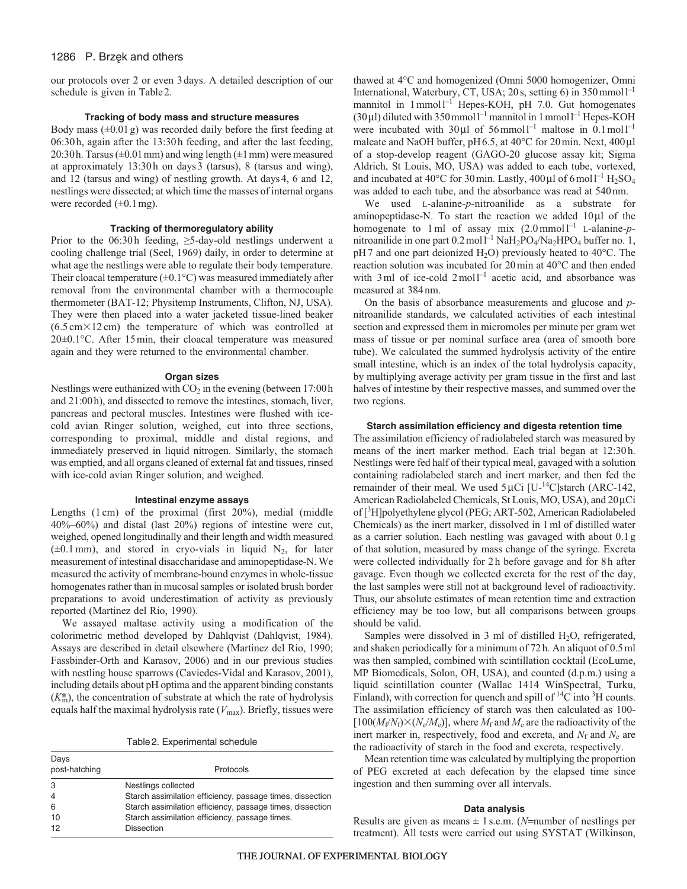our protocols over 2 or even 3 days. A detailed description of our schedule is given in Table 2.

### Tracking of body mass and structure measures

Body mass (±0.01 g) was recorded daily before the first feeding at 06:30 h, again after the 13:30 h feeding, and after the last feeding, 20:30 h. Tarsus (±0.01 mm) and wing length (±1 mm) were measured at approximately 13:30 h on days 3 (tarsus), 8 (tarsus and wing), and 12 (tarsus and wing) of nestling growth. At days 4, 6 and 12, nestlings were dissected; at which time the masses of internal organs were recorded (±0.1 mg).

### Tracking of thermoregulatory ability

Prior to the 06:30 h feeding, ≥5-day-old nestlings underwent a cooling challenge trial (Seel, 1969) daily, in order to determine at what age the nestlings were able to regulate their body temperature. Their cloacal temperature (±0.1°C) was measured immediately after removal from the environmental chamber with a thermocouple thermometer (BAT-12; Physitemp Instruments, Clifton, NJ, USA). They were then placed into a water jacketed tissue-lined beaker (6.5 cm×12 cm) the temperature of which was controlled at 20±0.1°C. After 15 min, their cloacal temperature was measured again and they were returned to the environmental chamber.

### Organ sizes

Nestlings were euthanized with $CO_2$ in the evening (between 17:00 h and 21:00 h), and dissected to remove the intestines, stomach, liver, pancreas and pectoral muscles. Intestines were flushed with ice-cold avian Ringer solution, weighed, cut into three sections, corresponding to proximal, middle and distal regions, and immediately preserved in liquid nitrogen. Similarly, the stomach was emptied, and all organs cleaned of external fat and tissues, rinsed with ice-cold avian Ringer solution, and weighed.

### Intestinal enzyme assays

Lengths (1 cm) of the proximal (first 20%), medial (middle 40%–60%) and distal (last 20%) regions of intestine were cut, weighed, opened longitudinally and their length and width measured (±0.1 mm), and stored in cryo-vials in liquid $N_2$, for later measurement of intestinal disaccharidase and aminopeptidase-N. We measured the activity of membrane-bound enzymes in whole-tissue homogenates rather than in mucosal samples or isolated brush border preparations to avoid underestimation of activity as previously reported (Martinez del Rio, 1990).

We assayed maltase activity using a modification of the colorimetric method developed by Dahlqvist (Dahlqvist, 1984). Assays are described in detail elsewhere (Martinez del Rio, 1990; Fassbinder-Orth and Karasov, 2006) and in our previous studies with nestling house sparrows (Caviedes-Vidal and Karasov, 2001), including details about pH optima and the apparent binding constants ($K^*_m$), the concentration of substrate at which the rate of hydrolysis equals half the maximal hydrolysis rate ($V_{max}$). Briefly, tissues were thawed at 4°C and homogenized (Omni 5000 homogenizer, Omni International, Waterbury, CT, USA; 20 s, setting 6) in 350 mmol l$^{-1}$ mannitol in 1 mmol l$^{-1}$ Hepes-KOH, pH 7.0. Gut homogenates (30 µl) diluted with 350 mmol l$^{-1}$ mannitol in 1 mmol l$^{-1}$ Hepes-KOH were incubated with 30 µl of 56 mmol l$^{-1}$ maltose in 0.1 mol l$^{-1}$ maleate and NaOH buffer, pH 6.5, at 40°C for 20 min. Next, 400 µl of a stop-develop reagent (GAGO-20 glucose assay kit; Sigma Aldrich, St Louis, MO, USA) was added to each tube, vortexed, and incubated at 40°C for 30 min. Lastly, 400 µl of 6 mol l$^{-1}$ $H_2SO_4$ was added to each tube, and the absorbance was read at 540 nm.

We used L-alanine-*p*-nitroanilide as a substrate for aminopeptidase-N. To start the reaction we added 10 µl of the homogenate to 1 ml of assay mix (2.0 mmol l$^{-1}$ L-alanine-*p*-nitroanilide in one part 0.2 mol l$^{-1}$ $NaH_2PO_4$/$Na_2HPO_4$ buffer no. 1, pH 7 and one part deionized $H_2O$) previously heated to 40°C. The reaction solution was incubated for 20 min at 40°C and then ended with 3 ml of ice-cold 2 mol l$^{-1}$ acetic acid, and absorbance was measured at 384 nm.

On the basis of absorbance measurements and glucose and *p*-nitroanilide standards, we calculated activities of each intestinal section and expressed them in micromoles per minute per gram wet mass of tissue or per nominal surface area (area of smooth bore tube). We calculated the summed hydrolysis activity of the entire small intestine, which is an index of the total hydrolysis capacity, by multiplying average activity per gram tissue in the first and last halves of intestine by their respective masses, and summed over the two regions.

### Starch assimilation efficiency and digesta retention time

The assimilation efficiency of radiolabeled starch was measured by means of the inert marker method. Each trial began at 12:30 h. Nestlings were fed half of their typical meal, gavaged with a solution containing radiolabeled starch and inert marker, and then fed the remainder of their meal. We used 5 µCi [U-$^{14}$C]starch (ARC-142, American Radiolabeled Chemicals, St Louis, MO, USA), and 20 µCi of [$^{3}$H]polyethylene glycol (PEG; ART-502, American Radiolabeled Chemicals) as the inert marker, dissolved in 1 ml of distilled water as a carrier solution. Each nestling was gavaged with about 0.1 g of that solution, measured by mass change of the syringe. Excreta were collected individually for 2 h before gavage and for 8 h after gavage. Even though we collected excreta for the rest of the day, the last samples were still not at background level of radioactivity. Thus, our absolute estimates of mean retention time and extraction efficiency may be too low, but all comparisons between groups should be valid.

Samples were dissolved in 3 ml of distilled $H_2O$, refrigerated, and shaken periodically for a minimum of 72 h. An aliquot of 0.5 ml was then sampled, combined with scintillation cocktail (EcoLume, MP Biomedicals, Solon, OH, USA), and counted (d.p.m.) using a liquid scintillation counter (Wallac 1414 WinSpectral, Turku, Finland), with correction for quench and spill of $^{14}$C into $^{3}$H counts. The assimilation efficiency of starch was then calculated as 100-$[100(M_f/N_f)\times(N_e/M_e)]$, where $M_f$ and $M_e$ are the radioactivity of the inert marker in, respectively, food and excreta, and $N_f$ and $N_e$ are the radioactivity of starch in the food and excreta, respectively.

Mean retention time was calculated by multiplying the proportion of PEG excreted at each defecation by the elapsed time since ingestion and then summing over all intervals.

### Data analysis

Results are given as means ± 1 s.e.m. (*N*=number of nestlings per treatment). All tests were carried out using SYSTAT (Wilkinson,

Table 2. Experimental schedule

| Days post-hatching | Protocols |
|---|---|
| 3 | Nestlings collected |
| 4 | Starch assimilation efficiency, passage times, dissection |
| 6 | Starch assimilation efficiency, passage times, dissection |
| 10 | Starch assimilation efficiency, passage times. |
| 12 | Dissection |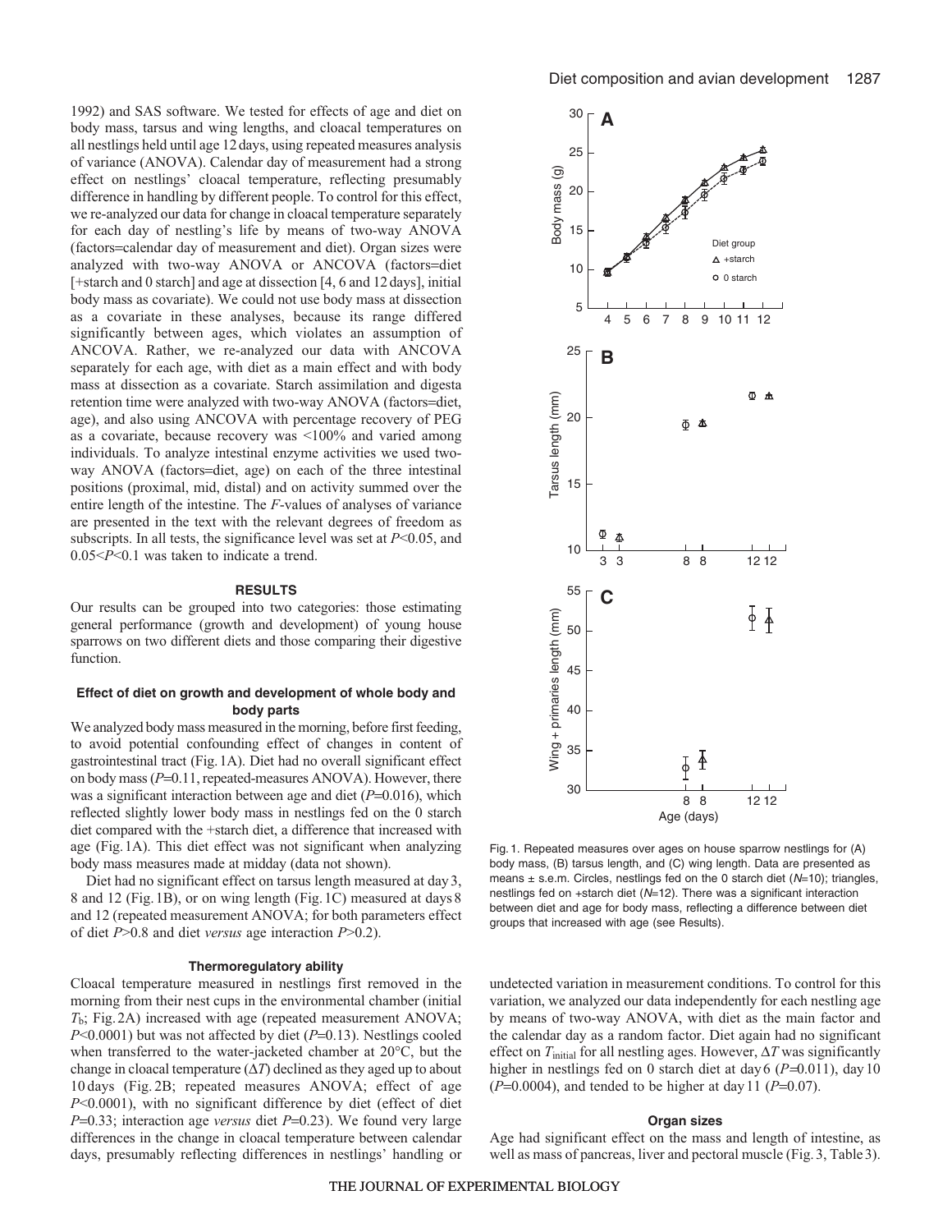1992) and SAS software. We tested for effects of age and diet on body mass, tarsus and wing lengths, and cloacal temperatures on all nestlings held until age 12 days, using repeated measures analysis of variance (ANOVA). Calendar day of measurement had a strong effect on nestlings' cloacal temperature, reflecting presumably difference in handling by different people. To control for this effect, we re-analyzed our data for change in cloacal temperature separately for each day of nestling's life by means of two-way ANOVA (factors=calendar day of measurement and diet). Organ sizes were analyzed with two-way ANOVA or ANCOVA (factors=diet [+starch and 0 starch] and age at dissection [4, 6 and 12 days], initial body mass as covariate). We could not use body mass at dissection as a covariate in these analyses, because its range differed significantly between ages, which violates an assumption of ANCOVA. Rather, we re-analyzed our data with ANCOVA separately for each age, with diet as a main effect and with body mass at dissection as a covariate. Starch assimilation and digesta retention time were analyzed with two-way ANOVA (factors=diet, age), and also using ANCOVA with percentage recovery of PEG as a covariate, because recovery was <100% and varied among individuals. To analyze intestinal enzyme activities we used two-way ANOVA (factors=diet, age) on each of the three intestinal positions (proximal, mid, distal) and on activity summed over the entire length of the intestine. The *F*-values of analyses of variance are presented in the text with the relevant degrees of freedom as subscripts. In all tests, the significance level was set at $P<0.05$, and $0.05<P<0.1$ was taken to indicate a trend.

## RESULTS

Our results can be grouped into two categories: those estimating general performance (growth and development) of young house sparrows on two different diets and those comparing their digestive function.

### Effect of diet on growth and development of whole body and body parts

We analyzed body mass measured in the morning, before first feeding, to avoid potential confounding effect of changes in content of gastrointestinal tract (Fig. 1A). Diet had no overall significant effect on body mass ($P=0.11$, repeated-measures ANOVA). However, there was a significant interaction between age and diet ($P=0.016$), which reflected slightly lower body mass in nestlings fed on the 0 starch diet compared with the +starch diet, a difference that increased with age (Fig. 1A). This diet effect was not significant when analyzing body mass measures made at midday (data not shown).

Diet had no significant effect on tarsus length measured at day 3, 8 and 12 (Fig. 1B), or on wing length (Fig. 1C) measured at days 8 and 12 (repeated measurement ANOVA; for both parameters effect of diet $P>0.8$ and diet *versus* age interaction $P>0.2$).

### Thermoregulatory ability

Cloacal temperature measured in nestlings first removed in the morning from their nest cups in the environmental chamber (initial $T_b$; Fig. 2A) increased with age (repeated measurement ANOVA; $P<0.0001$) but was not affected by diet ($P=0.13$). Nestlings cooled when transferred to the water-jacketed chamber at 20°C, but the change in cloacal temperature ($\Delta T$) declined as they aged up to about 10 days (Fig. 2B; repeated measures ANOVA; effect of age $P<0.0001$), with no significant difference by diet (effect of diet $P=0.33$; interaction age *versus* diet $P=0.23$). We found very large differences in the change in cloacal temperature between calendar days, presumably reflecting differences in nestlings' handling or undetected variation in measurement conditions. To control for this variation, we analyzed our data independently for each nestling age by means of two-way ANOVA, with diet as the main factor and the calendar day as a random factor. Diet again had no significant effect on $T_{initial}$ for all nestling ages. However, $\Delta T$ was significantly higher in nestlings fed on 0 starch diet at day 6 ($P=0.011$), day 10 ($P=0.0004$), and tended to be higher at day 11 ($P=0.07$).

Fig. 1. Repeated measures over ages on house sparrow nestlings for (A) body mass, (B) tarsus length, and (C) wing length. Data are presented as means ± s.e.m. Circles, nestlings fed on the 0 starch diet ($N=10$); triangles, nestlings fed on +starch diet ($N=12$). There was a significant interaction between diet and age for body mass, reflecting a difference between diet groups that increased with age (see Results).

### Organ sizes

Age had significant effect on the mass and length of intestine, as well as mass of pancreas, liver and pectoral muscle (Fig. 3, Table 3).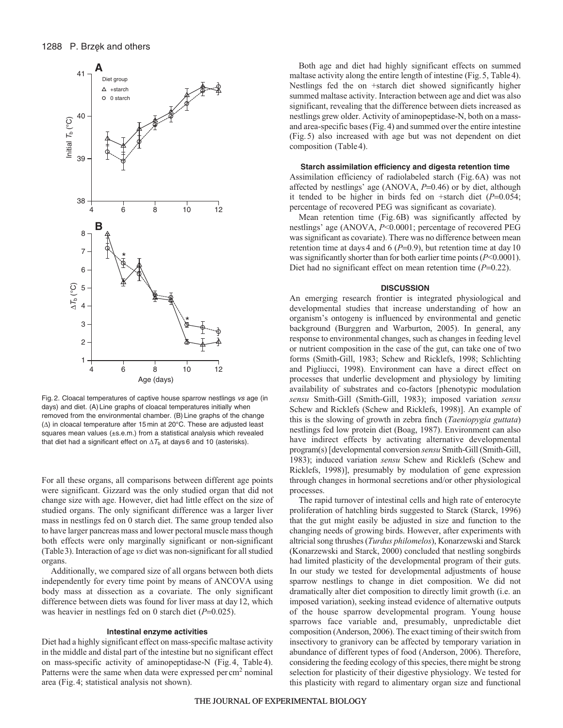Fig. 2. Cloacal temperatures of captive house sparrow nestlings *vs* age (in days) and diet. (A) Line graphs of cloacal temperatures initially when removed from the environmental chamber. (B) Line graphs of the change (Δ) in cloacal temperature after 15 min at 20°C. These are adjusted least squares mean values (±s.e.m.) from a statistical analysis which revealed that diet had a significant effect on $\Delta T_b$ at days 6 and 10 (asterisks).

For all these organs, all comparisons between different age points were significant. Gizzard was the only studied organ that did not change size with age. However, diet had little effect on the size of studied organs. The only significant difference was a larger liver mass in nestlings fed on 0 starch diet. The same group tended also to have larger pancreas mass and lower pectoral muscle mass though both effects were only marginally significant or non-significant (Table 3). Interaction of age *vs* diet was non-significant for all studied organs.

Additionally, we compared size of all organs between both diets independently for every time point by means of ANCOVA using body mass at dissection as a covariate. The only significant difference between diets was found for liver mass at day 12, which was heavier in nestlings fed on 0 starch diet ($P$=0.025).

### Intestinal enzyme activities

Diet had a highly significant effect on mass-specific maltase activity in the middle and distal part of the intestine but no significant effect on mass-specific activity of aminopeptidase-N (Fig. 4, Table 4). Patterns were the same when data were expressed per $cm^2$ nominal area (Fig. 4; statistical analysis not shown).

Both age and diet had highly significant effects on summed maltase activity along the entire length of intestine (Fig. 5, Table 4). Nestlings fed the on +starch diet showed significantly higher summed maltase activity. Interaction between age and diet was also significant, revealing that the difference between diets increased as nestlings grew older. Activity of aminopeptidase-N, both on a mass- and area-specific bases (Fig. 4) and summed over the entire intestine (Fig. 5) also increased with age but was not dependent on diet composition (Table 4).

### Starch assimilation efficiency and digesta retention time

Assimilation efficiency of radiolabeled starch (Fig. 6A) was not affected by nestlings' age (ANOVA, $P$=0.46) or by diet, although it tended to be higher in birds fed on +starch diet ($P$=0.054; percentage of recovered PEG was significant as covariate).

Mean retention time (Fig. 6B) was significantly affected by nestlings' age (ANOVA, $P$<0.0001; percentage of recovered PEG was significant as covariate). There was no difference between mean retention time at days 4 and 6 ($P$=0.9), but retention time at day 10 was significantly shorter than for both earlier time points ($P$<0.0001). Diet had no significant effect on mean retention time ($P$=0.22).

## DISCUSSION

An emerging research frontier is integrated physiological and developmental studies that increase understanding of how an organism's ontogeny is influenced by environmental and genetic background (Burggren and Warburton, 2005). In general, any response to environmental changes, such as changes in feeding level or nutrient composition in the case of the gut, can take one of two forms (Smith-Gill, 1983; Schew and Ricklefs, 1998; Schlichting and Pigliucci, 1998). Environment can have a direct effect on processes that underlie development and physiology by limiting availability of substrates and co-factors [phenotypic modulation *sensu* Smith-Gill (Smith-Gill, 1983); imposed variation *sensu* Schew and Ricklefs (Schew and Ricklefs, 1998)]. An example of this is the slowing of growth in zebra finch (*Taeniopygia guttata*) nestlings fed low protein diet (Boag, 1987). Environment can also have indirect effects by activating alternative developmental program(s) [developmental conversion *sensu* Smith-Gill (Smith-Gill, 1983); induced variation *sensu* Schew and Ricklefs (Schew and Ricklefs, 1998)], presumably by modulation of gene expression through changes in hormonal secretions and/or other physiological processes.

The rapid turnover of intestinal cells and high rate of enterocyte proliferation of hatchling birds suggested to Starck (Starck, 1996) that the gut might easily be adjusted in size and function to the changing needs of growing birds. However, after experiments with altricial song thrushes (*Turdus philomelos*), Konarzewski and Starck (Konarzewski and Starck, 2000) concluded that nestling songbirds had limited plasticity of the developmental program of their guts. In our study we tested for developmental adjustments of house sparrow nestlings to change in diet composition. We did not dramatically alter diet composition to directly limit growth (i.e. an imposed variation), seeking instead evidence of alternative outputs of the house sparrow developmental program. Young house sparrows face variable and, presumably, unpredictable diet composition (Anderson, 2006). The exact timing of their switch from insectivory to granivory can be affected by temporary variation in abundance of different types of food (Anderson, 2006). Therefore, considering the feeding ecology of this species, there might be strong selection for plasticity of their digestive physiology. We tested for this plasticity with regard to alimentary organ size and functional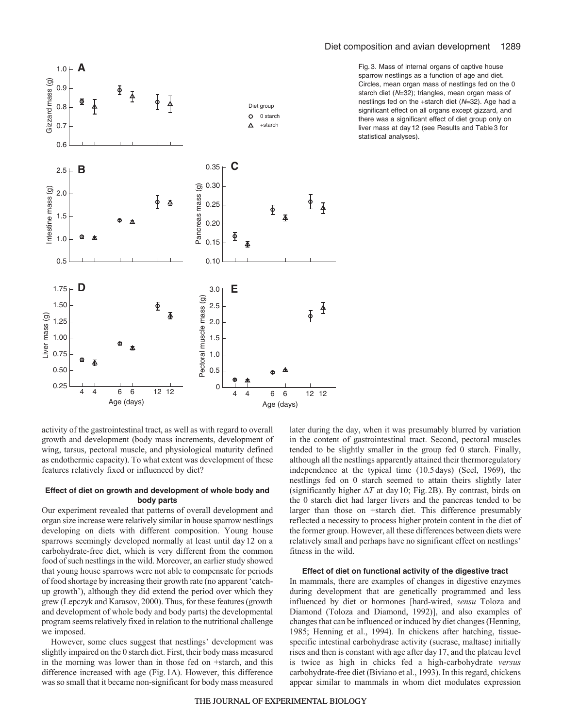Fig. 3. Mass of internal organs of captive house sparrow nestlings as a function of age and diet. Circles, mean organ mass of nestlings fed on the 0 starch diet (*N*=32); triangles, mean organ mass of nestlings fed on the +starch diet (*N*=32). Age had a significant effect on all organs except gizzard, and there was a significant effect of diet group only on liver mass at day 12 (see Results and Table 3 for statistical analyses).

activity of the gastrointestinal tract, as well as with regard to overall growth and development (body mass increments, development of wing, tarsus, pectoral muscle, and physiological maturity defined as endothermic capacity). To what extent was development of these features relatively fixed or influenced by diet?

#### Effect of diet on growth and development of whole body and body parts

Our experiment revealed that patterns of overall development and organ size increase were relatively similar in house sparrow nestlings developing on diets with different composition. Young house sparrows seemingly developed normally at least until day 12 on a carbohydrate-free diet, which is very different from the common food of such nestlings in the wild. Moreover, an earlier study showed that young house sparrows were not able to compensate for periods of food shortage by increasing their growth rate (no apparent 'catch-up growth'), although they did extend the period over which they grew (Lepczyk and Karasov, 2000). Thus, for these features (growth and development of whole body and body parts) the developmental program seems relatively fixed in relation to the nutritional challenge we imposed.

However, some clues suggest that nestlings' development was slightly impaired on the 0 starch diet. First, their body mass measured in the morning was lower than in those fed on +starch, and this difference increased with age (Fig. 1A). However, this difference was so small that it became non-significant for body mass measured later during the day, when it was presumably blurred by variation in the content of gastrointestinal tract. Second, pectoral muscles tended to be slightly smaller in the group fed 0 starch. Finally, although all the nestlings apparently attained their thermoregulatory independence at the typical time (10.5 days) (Seel, 1969), the nestlings fed on 0 starch seemed to attain theirs slightly later (significantly higher $\Delta T$ at day 10; Fig. 2B). By contrast, birds on the 0 starch diet had larger livers and the pancreas tended to be larger than those on +starch diet. This difference presumably reflected a necessity to process higher protein content in the diet of the former group. However, all these differences between diets were relatively small and perhaps have no significant effect on nestlings' fitness in the wild.

#### Effect of diet on functional activity of the digestive tract

In mammals, there are examples of changes in digestive enzymes during development that are genetically programmed and less influenced by diet or hormones [hard-wired, *sensu* Toloza and Diamond (Toloza and Diamond, 1992)], and also examples of changes that can be influenced or induced by diet changes (Henning, 1985; Henning et al., 1994). In chickens after hatching, tissue-specific intestinal carbohydrase activity (sucrase, maltase) initially rises and then is constant with age after day 17, and the plateau level is twice as high in chicks fed a high-carbohydrate *versus* carbohydrate-free diet (Biviano et al., 1993). In this regard, chickens appear similar to mammals in whom diet modulates expression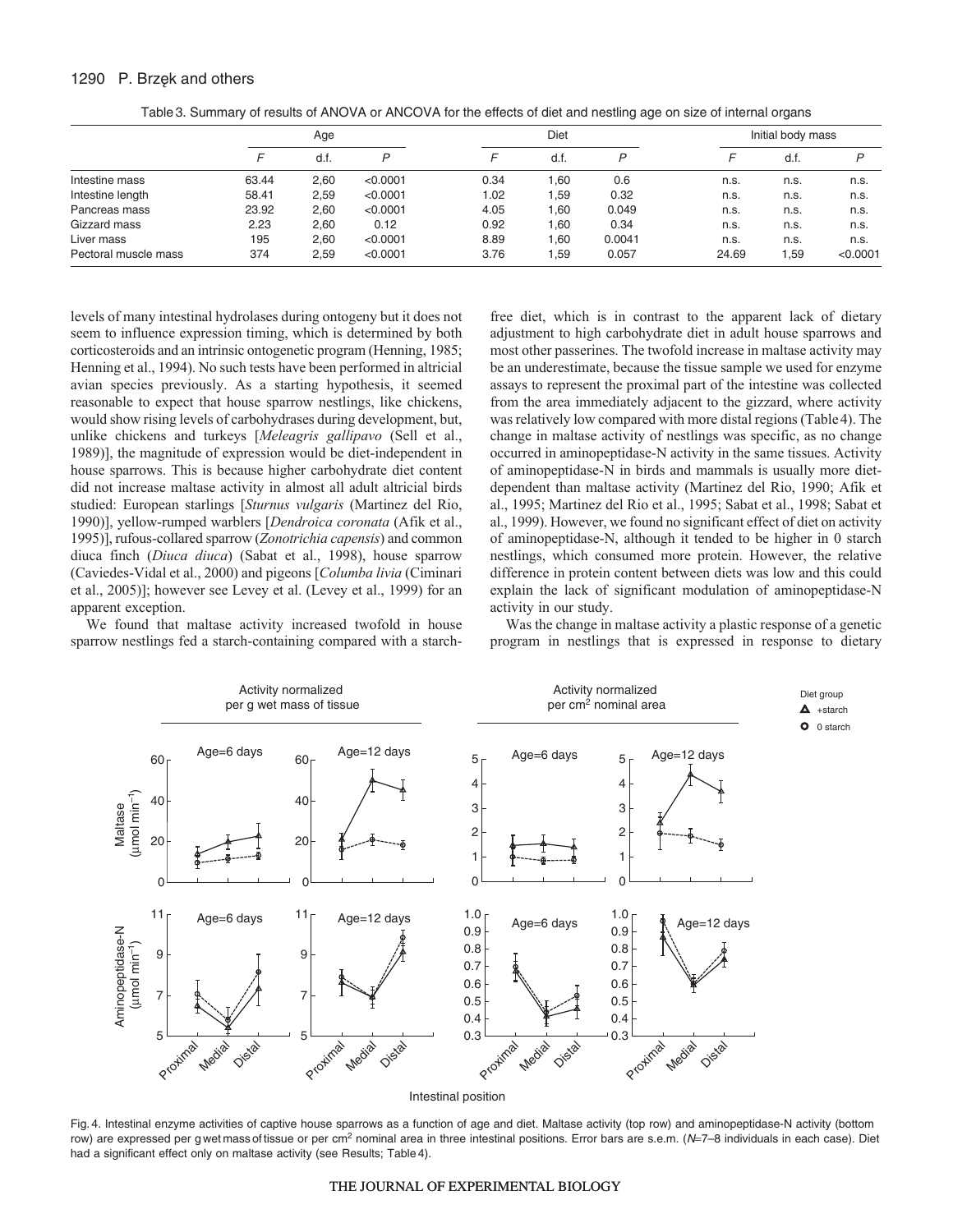Table 3. Summary of results of ANOVA or ANCOVA for the effects of diet and nestling age on size of internal organs

| | Age | | | Diet | | | Initial body mass | | |
|---|---|---|---|---|---|---|---|---|---|
| | *F* | d.f. | *P* | *F* | d.f. | *P* | *F* | d.f. | *P* |
| Intestine mass | 63.44 | 2,60 | <0.0001 | 0.34 | 1,60 | 0.6 | n.s. | n.s. | n.s. |
| Intestine length | 58.41 | 2,59 | <0.0001 | 1.02 | 1,59 | 0.32 | n.s. | n.s. | n.s. |
| Pancreas mass | 23.92 | 2,60 | <0.0001 | 4.05 | 1,60 | 0.049 | n.s. | n.s. | n.s. |
| Gizzard mass | 2.23 | 2,60 | 0.12 | 0.92 | 1,60 | 0.34 | n.s. | n.s. | n.s. |
| Liver mass | 195 | 2,60 | <0.0001 | 8.89 | 1,60 | 0.0041 | n.s. | n.s. | n.s. |
| Pectoral muscle mass | 374 | 2,59 | <0.0001 | 3.76 | 1,59 | 0.057 | 24.69 | 1,59 | <0.0001 |

levels of many intestinal hydrolases during ontogeny but it does not seem to influence expression timing, which is determined by both corticosteroids and an intrinsic ontogenetic program (Henning, 1985; Henning et al., 1994). No such tests have been performed in altricial avian species previously. As a starting hypothesis, it seemed reasonable to expect that house sparrow nestlings, like chickens, would show rising levels of carbohydrases during development, but, unlike chickens and turkeys [*Meleagris gallipavo* (Sell et al., 1989)], the magnitude of expression would be diet-independent in house sparrows. This is because higher carbohydrate diet content did not increase maltase activity in almost all adult altricial birds studied: European starlings [*Sturnus vulgaris* (Martinez del Rio, 1990)], yellow-rumped warblers [*Dendroica coronata* (Afik et al., 1995)], rufous-collared sparrow (*Zonotrichia capensis*) and common diuca finch (*Diuca diuca*) (Sabat et al., 1998), house sparrow (Caviedes-Vidal et al., 2000) and pigeons [*Columba livia* (Ciminari et al., 2005)]; however see Levey et al. (Levey et al., 1999) for an apparent exception.

We found that maltase activity increased twofold in house sparrow nestlings fed a starch-containing compared with a starch-free diet, which is in contrast to the apparent lack of dietary adjustment to high carbohydrate diet in adult house sparrows and most other passerines. The twofold increase in maltase activity may be an underestimate, because the tissue sample we used for enzyme assays to represent the proximal part of the intestine was collected from the area immediately adjacent to the gizzard, where activity was relatively low compared with more distal regions (Table 4). The change in maltase activity of nestlings was specific, as no change occurred in aminopeptidase-N activity in the same tissues. Activity of aminopeptidase-N in birds and mammals is usually more diet-dependent than maltase activity (Martinez del Rio, 1990; Afik et al., 1995; Martinez del Rio et al., 1995; Sabat et al., 1998; Sabat et al., 1999). However, we found no significant effect of diet on activity of aminopeptidase-N, although it tended to be higher in 0 starch nestlings, which consumed more protein. However, the relative difference in protein content between diets was low and this could explain the lack of significant modulation of aminopeptidase-N activity in our study.

Was the change in maltase activity a plastic response of a genetic program in nestlings that is expressed in response to dietary

Fig. 4. Intestinal enzyme activities of captive house sparrows as a function of age and diet. Maltase activity (top row) and aminopeptidase-N activity (bottom row) are expressed per g wet mass of tissue or per $cm^2$ nominal area in three intestinal positions. Error bars are s.e.m. (*N*=7–8 individuals in each case). Diet had a significant effect only on maltase activity (see Results; Table 4).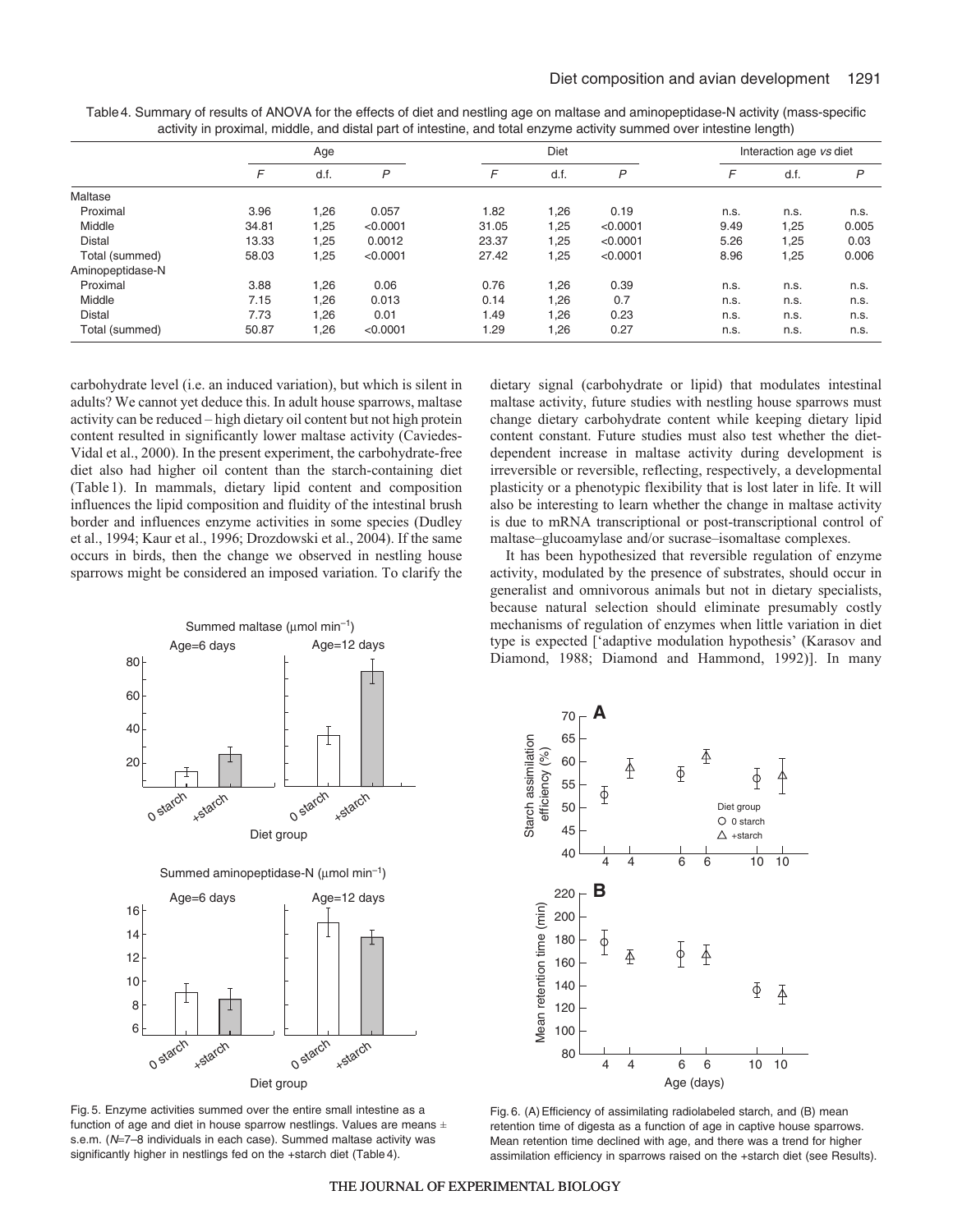Table 4. Summary of results of ANOVA for the effects of diet and nestling age on maltase and aminopeptidase-N activity (mass-specific activity in proximal, middle, and distal part of intestine, and total enzyme activity summed over intestine length)

| | Age | | | Diet | | | Interaction age *vs* diet | | |
|---|---|---|---|---|---|---|---|---|---|
| | *F* | d.f. | *P* | *F* | d.f. | *P* | *F* | d.f. | *P* |
| Maltase | | | | | | | | | |
| Proximal | 3.96 | 1,26 | 0.057 | 1.82 | 1,26 | 0.19 | n.s. | n.s. | n.s. |
| Middle | 34.81 | 1,25 | <0.0001 | 31.05 | 1,25 | <0.0001 | 9.49 | 1,25 | 0.005 |
| Distal | 13.33 | 1,25 | 0.0012 | 23.37 | 1,25 | <0.0001 | 5.26 | 1,25 | 0.03 |
| Total (summed) | 58.03 | 1,25 | <0.0001 | 27.42 | 1,25 | <0.0001 | 8.96 | 1,25 | 0.006 |
| Aminopeptidase-N | | | | | | | | | |
| Proximal | 3.88 | 1,26 | 0.06 | 0.76 | 1,26 | 0.39 | n.s. | n.s. | n.s. |
| Middle | 7.15 | 1,26 | 0.013 | 0.14 | 1,26 | 0.7 | n.s. | n.s. | n.s. |
| Distal | 7.73 | 1,26 | 0.01 | 1.49 | 1,26 | 0.23 | n.s. | n.s. | n.s. |
| Total (summed) | 50.87 | 1,26 | <0.0001 | 1.29 | 1,26 | 0.27 | n.s. | n.s. | n.s. |

carbohydrate level (i.e. an induced variation), but which is silent in adults? We cannot yet deduce this. In adult house sparrows, maltase activity can be reduced – high dietary oil content but not high protein content resulted in significantly lower maltase activity (Caviedes-Vidal et al., 2000). In the present experiment, the carbohydrate-free diet also had higher oil content than the starch-containing diet (Table 1). In mammals, dietary lipid content and composition influences the lipid composition and fluidity of the intestinal brush border and influences enzyme activities in some species (Dudley et al., 1994; Kaur et al., 1996; Drozdowski et al., 2004). If the same occurs in birds, then the change we observed in nestling house sparrows might be considered an imposed variation. To clarify the dietary signal (carbohydrate or lipid) that modulates intestinal maltase activity, future studies with nestling house sparrows must change dietary carbohydrate content while keeping dietary lipid content constant. Future studies must also test whether the diet-dependent increase in maltase activity during development is irreversible or reversible, reflecting, respectively, a developmental plasticity or a phenotypic flexibility that is lost later in life. It will also be interesting to learn whether the change in maltase activity is due to mRNA transcriptional or post-transcriptional control of maltase–glucoamylase and/or sucrase–isomaltase complexes.

It has been hypothesized that reversible regulation of enzyme activity, modulated by the presence of substrates, should occur in generalist and omnivorous animals but not in dietary specialists, because natural selection should eliminate presumably costly mechanisms of regulation of enzymes when little variation in diet type is expected ['adaptive modulation hypothesis' (Karasov and Diamond, 1988; Diamond and Hammond, 1992)]. In many

Fig. 5. Enzyme activities summed over the entire small intestine as a function of age and diet in house sparrow nestlings. Values are means ± s.e.m. ($N$=7–8 individuals in each case). Summed maltase activity was significantly higher in nestlings fed on the +starch diet (Table 4).

Fig. 6. (A) Efficiency of assimilating radiolabeled starch, and (B) mean retention time of digesta as a function of age in captive house sparrows. Mean retention time declined with age, and there was a trend for higher assimilation efficiency in sparrows raised on the +starch diet (see Results).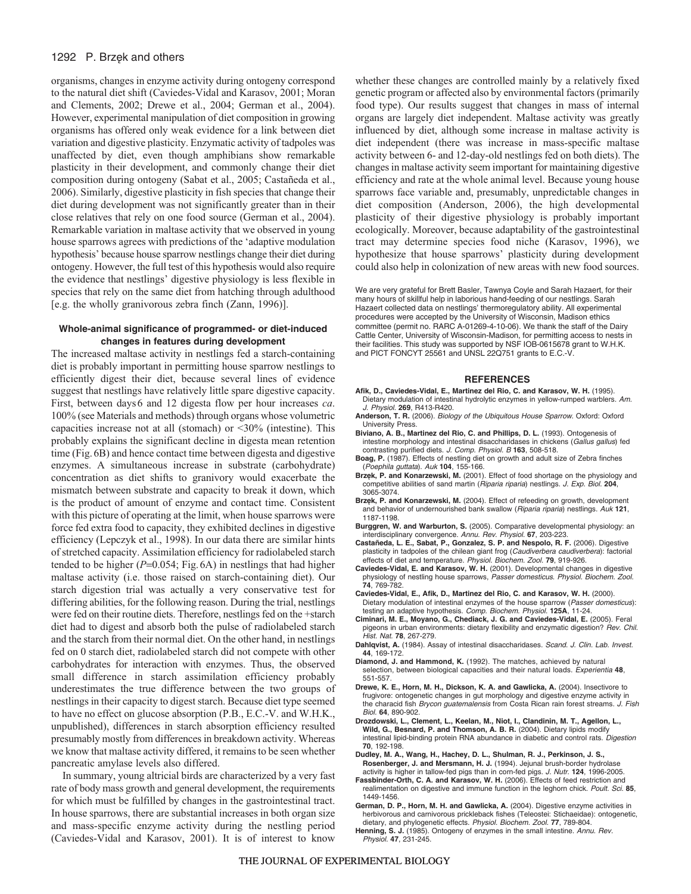organisms, changes in enzyme activity during ontogeny correspond to the natural diet shift (Caviedes-Vidal and Karasov, 2001; Moran and Clements, 2002; Drewe et al., 2004; German et al., 2004). However, experimental manipulation of diet composition in growing organisms has offered only weak evidence for a link between diet variation and digestive plasticity. Enzymatic activity of tadpoles was unaffected by diet, even though amphibians show remarkable plasticity in their development, and commonly change their diet composition during ontogeny (Sabat et al., 2005; Castañeda et al., 2006). Similarly, digestive plasticity in fish species that change their diet during development was not significantly greater than in their close relatives that rely on one food source (German et al., 2004). Remarkable variation in maltase activity that we observed in young house sparrows agrees with predictions of the 'adaptive modulation hypothesis' because house sparrow nestlings change their diet during ontogeny. However, the full test of this hypothesis would also require the evidence that nestlings' digestive physiology is less flexible in species that rely on the same diet from hatching through adulthood [e.g. the wholly granivorous zebra finch (Zann, 1996)].

### Whole-animal significance of programmed- or diet-induced changes in features during development

The increased maltase activity in nestlings fed a starch-containing diet is probably important in permitting house sparrow nestlings to efficiently digest their diet, because several lines of evidence suggest that nestlings have relatively little spare digestive capacity. First, between days 6 and 12 digesta flow per hour increases *ca*. 100% (see Materials and methods) through organs whose volumetric capacities increase not at all (stomach) or <30% (intestine). This probably explains the significant decline in digesta mean retention time (Fig. 6B) and hence contact time between digesta and digestive enzymes. A simultaneous increase in substrate (carbohydrate) concentration as diet shifts to granivory would exacerbate the mismatch between substrate and capacity to break it down, which is the product of amount of enzyme and contact time. Consistent with this picture of operating at the limit, when house sparrows were force fed extra food to capacity, they exhibited declines in digestive efficiency (Lepczyk et al., 1998). In our data there are similar hints of stretched capacity. Assimilation efficiency for radiolabeled starch tended to be higher ($P$=0.054; Fig. 6A) in nestlings that had higher maltase activity (i.e. those raised on starch-containing diet). Our starch digestion trial was actually a very conservative test for differing abilities, for the following reason. During the trial, nestlings were fed on their routine diets. Therefore, nestlings fed on the +starch diet had to digest and absorb both the pulse of radiolabeled starch and the starch from their normal diet. On the other hand, in nestlings fed on 0 starch diet, radiolabeled starch did not compete with other carbohydrates for interaction with enzymes. Thus, the observed small difference in starch assimilation efficiency probably underestimates the true difference between the two groups of nestlings in their capacity to digest starch. Because diet type seemed to have no effect on glucose absorption (P.B., E.C.-V. and W.H.K., unpublished), differences in starch absorption efficiency resulted presumably mostly from differences in breakdown activity. Whereas we know that maltase activity differed, it remains to be seen whether pancreatic amylase levels also differed.

In summary, young altricial birds are characterized by a very fast rate of body mass growth and general development, the requirements for which must be fulfilled by changes in the gastrointestinal tract. In house sparrows, there are substantial increases in both organ size and mass-specific enzyme activity during the nestling period (Caviedes-Vidal and Karasov, 2001). It is of interest to know whether these changes are controlled mainly by a relatively fixed genetic program or affected also by environmental factors (primarily food type). Our results suggest that changes in mass of internal organs are largely diet independent. Maltase activity was greatly influenced by diet, although some increase in maltase activity is diet independent (there was increase in mass-specific maltase activity between 6- and 12-day-old nestlings fed on both diets). The changes in maltase activity seem important for maintaining digestive efficiency and rate at the whole animal level. Because young house sparrows face variable and, presumably, unpredictable changes in diet composition (Anderson, 2006), the high developmental plasticity of their digestive physiology is probably important ecologically. Moreover, because adaptability of the gastrointestinal tract may determine species food niche (Karasov, 1996), we hypothesize that house sparrows' plasticity during development could also help in colonization of new areas with new food sources.

We are very grateful for Brett Basler, Tawnya Coyle and Sarah Hazaert, for their many hours of skillful help in laborious hand-feeding of our nestlings. Sarah Hazaert collected data on nestlings' thermoregulatory ability. All experimental procedures were accepted by the University of Wisconsin, Madison ethics committee (permit no. RARC A-01269-4-10-06). We thank the staff of the Dairy Cattle Center, University of Wisconsin-Madison, for permitting access to nests in their facilities. This study was supported by NSF IOB-0615678 grant to W.H.K. and PICT FONCYT 25561 and UNSL 22Q751 grants to E.C.-V.

## REFERENCES

**Afik, D., Caviedes-Vidal, E., Martinez del Rio, C. and Karasov, W. H.** (1995). Dietary modulation of intestinal hydrolytic enzymes in yellow-rumped warblers. *Am. J. Physiol.* **269**, R413-R420.

**Anderson, T. R.** (2006). *Biology of the Ubiquitous House Sparrow*. Oxford: Oxford University Press.

**Biviano, A. B., Martinez del Rio, C. and Phillips, D. L.** (1993). Ontogenesis of intestine morphology and intestinal disaccharidases in chickens (*Gallus gallus*) fed contrasting purified diets. *J. Comp. Physiol. B* **163**, 508-518.

**Boag, P.** (1987). Effects of nestling diet on growth and adult size of Zebra finches (*Poephila guttata*). *Auk* **104**, 155-166.

**Brzęk, P. and Konarzewski, M.** (2001). Effect of food shortage on the physiology and competitive abilities of sand martin (*Riparia riparia*) nestlings. *J. Exp. Biol.* **204**, 3065-3074.

**Brzęk, P. and Konarzewski, M.** (2004). Effect of refeeding on growth, development and behavior of undernourished bank swallow (*Riparia riparia*) nestlings. *Auk* **121**, 1187-1198.

**Burggren, W. and Warburton, S.** (2005). Comparative developmental physiology: an interdisciplinary convergence. *Annu. Rev. Physiol.* **67**, 203-223.

**Castañeda, L. E., Sabat, P., Gonzalez, S. P. and Nespolo, R. F.** (2006). Digestive plasticity in tadpoles of the chilean giant frog (*Caudiverbera caudiverbera*): factorial effects of diet and temperature. *Physiol. Biochem. Zool.* **79**, 919-926.

**Caviedes-Vidal, E. and Karasov, W. H.** (2001). Developmental changes in digestive physiology of nestling house sparrows, *Passer domesticus*. *Physiol. Biochem. Zool.* **74**, 769-782.

**Caviedes-Vidal, E., Afik, D., Martinez del Rio, C. and Karasov, W. H.** (2000). Dietary modulation of intestinal enzymes of the house sparrow (*Passer domesticus*): testing an adaptive hypothesis. *Comp. Biochem. Physiol.* **125A**, 11-24.

**Ciminari, M. E., Moyano, G., Chediack, J. G. and Caviedes-Vidal, E.** (2005). Feral pigeons in urban environments: dietary flexibility and enzymatic digestion? *Rev. Chil. Hist. Nat.* **78**, 267-279.

**Dahlqvist, A.** (1984). Assay of intestinal disaccharidases. *Scand. J. Clin. Lab. Invest.* **44**, 169-172.

**Diamond, J. and Hammond, K.** (1992). The matches, achieved by natural selection, between biological capacities and their natural loads. *Experientia* **48**, 551-557.

**Drewe, K. E., Horn, M. H., Dickson, K. A. and Gawlicka, A.** (2004). Insectivore to frugivore: ontogenetic changes in gut morphology and digestive enzyme activity in the characid fish *Brycon guatemalensis* from Costa Rican rain forest streams. *J. Fish Biol.* **64**, 890-902.

**Drozdowski, L., Clement, L., Keelan, M., Niot, I., Clandinin, M. T., Agellon, L., Wild, G., Besnard, P. and Thomson, A. B. R.** (2004). Dietary lipids modify intestinal lipid-binding protein RNA abundance in diabetic and control rats. *Digestion* **70**, 192-198.

**Dudley, M. A., Wang, H., Hachey, D. L., Shulman, R. J., Perkinson, J. S., Rosenberger, J. and Mersmann, H. J.** (1994). Jejunal brush-border hydrolase activity is higher in tallow-fed pigs than in corn-fed pigs. *J. Nutr.* **124**, 1996-2005.

**Fassbinder-Orth, C. A. and Karasov, W. H.** (2006). Effects of feed restriction and realimentation on digestive and immune function in the leghorn chick. *Poult. Sci.* **85**, 1449-1456.

**German, D. P., Horn, M. H. and Gawlicka, A.** (2004). Digestive enzyme activities in herbivorous and carnivorous prickleback fishes (Teleostei: Stichaeidae): ontogenetic, dietary, and phylogenetic effects. *Physiol. Biochem. Zool.* **77**, 789-804.

**Henning, S. J.** (1985). Ontogeny of enzymes in the small intestine. *Annu. Rev. Physiol.* **47**, 231-245.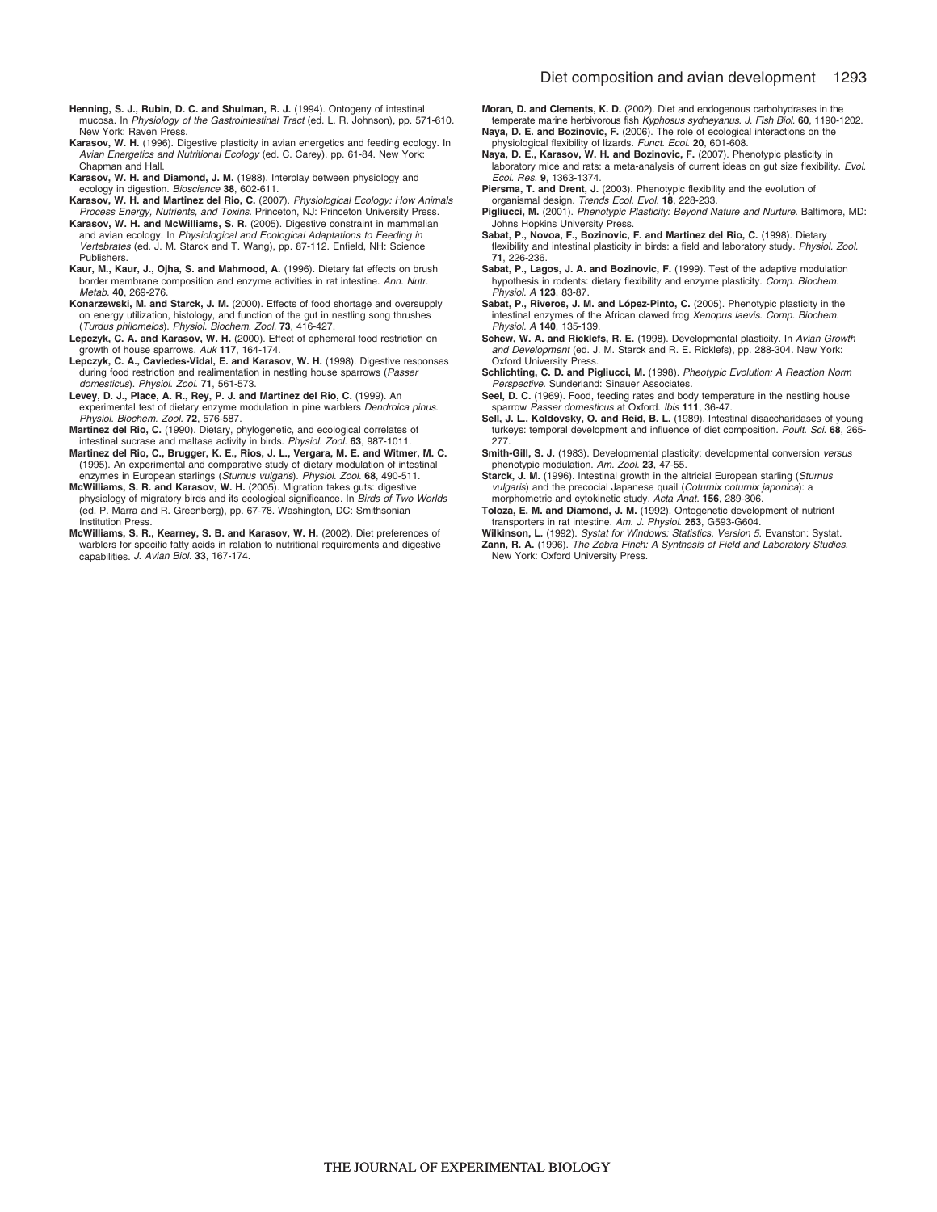**Henning, S. J., Rubin, D. C. and Shulman, R. J.** (1994). Ontogeny of intestinal mucosa. In *Physiology of the Gastrointestinal Tract* (ed. L. R. Johnson), pp. 571-610. New York: Raven Press.

**Karasov, W. H.** (1996). Digestive plasticity in avian energetics and feeding ecology. In *Avian Energetics and Nutritional Ecology* (ed. C. Carey), pp. 61-84. New York: Chapman and Hall.

**Karasov, W. H. and Diamond, J. M.** (1988). Interplay between physiology and ecology in digestion. *Bioscience* **38**, 602-611.

**Karasov, W. H. and Martinez del Rio, C.** (2007). *Physiological Ecology: How Animals Process Energy, Nutrients, and Toxins*. Princeton, NJ: Princeton University Press.

**Karasov, W. H. and McWilliams, S. R.** (2005). Digestive constraint in mammalian and avian ecology. In *Physiological and Ecological Adaptations to Feeding in Vertebrates* (ed. J. M. Starck and T. Wang), pp. 87-112. Enfield, NH: Science Publishers.

**Kaur, M., Kaur, J., Ojha, S. and Mahmood, A.** (1996). Dietary fat effects on brush border membrane composition and enzyme activities in rat intestine. *Ann. Nutr. Metab.* **40**, 269-276.

**Konarzewski, M. and Starck, J. M.** (2000). Effects of food shortage and oversupply on energy utilization, histology, and function of the gut in nestling song thrushes (*Turdus philomelos*). *Physiol. Biochem. Zool.* **73**, 416-427.

**Lepczyk, C. A. and Karasov, W. H.** (2000). Effect of ephemeral food restriction on growth of house sparrows. *Auk* **117**, 164-174.

**Lepczyk, C. A., Caviedes-Vidal, E. and Karasov, W. H.** (1998). Digestive responses during food restriction and realimentation in nestling house sparrows (*Passer domesticus*). *Physiol. Zool.* **71**, 561-573.

**Levey, D. J., Place, A. R., Rey, P. J. and Martinez del Rio, C.** (1999). An experimental test of dietary enzyme modulation in pine warblers *Dendroica pinus*. *Physiol. Biochem. Zool.* **72**, 576-587.

**Martinez del Rio, C.** (1990). Dietary, phylogenetic, and ecological correlates of intestinal sucrase and maltase activity in birds. *Physiol. Zool.* **63**, 987-1011.

**Martinez del Rio, C., Brugger, K. E., Rios, J. L., Vergara, M. E. and Witmer, M. C.** (1995). An experimental and comparative study of dietary modulation of intestinal enzymes in European starlings (*Sturnus vulgaris*). *Physiol. Zool.* **68**, 490-511.

**McWilliams, S. R. and Karasov, W. H.** (2005). Migration takes guts: digestive physiology of migratory birds and its ecological significance. In *Birds of Two Worlds* (ed. P. Marra and R. Greenberg), pp. 67-78. Washington, DC: Smithsonian Institution Press.

**McWilliams, S. R., Kearney, S. B. and Karasov, W. H.** (2002). Diet preferences of warblers for specific fatty acids in relation to nutritional requirements and digestive capabilities. *J. Avian Biol.* **33**, 167-174.

**Moran, D. and Clements, K. D.** (2002). Diet and endogenous carbohydrases in the temperate marine herbivorous fish *Kyphosus sydneyanus*. *J. Fish Biol.* **60**, 1190-1202.

**Naya, D. E. and Bozinovic, F.** (2006). The role of ecological interactions on the physiological flexibility of lizards. *Funct. Ecol.* **20**, 601-608.

**Naya, D. E., Karasov, W. H. and Bozinovic, F.** (2007). Phenotypic plasticity in laboratory mice and rats: a meta-analysis of current ideas on gut size flexibility. *Evol. Ecol. Res.* **9**, 1363-1374.

**Piersma, T. and Drent, J.** (2003). Phenotypic flexibility and the evolution of organismal design. *Trends Ecol. Evol.* **18**, 228-233.

**Pigliucci, M.** (2001). *Phenotypic Plasticity: Beyond Nature and Nurture*. Baltimore, MD: Johns Hopkins University Press.

**Sabat, P., Novoa, F., Bozinovic, F. and Martinez del Rio, C.** (1998). Dietary flexibility and intestinal plasticity in birds: a field and laboratory study. *Physiol. Zool.* **71**, 226-236.

**Sabat, P., Lagos, J. A. and Bozinovic, F.** (1999). Test of the adaptive modulation hypothesis in rodents: dietary flexibility and enzyme plasticity. *Comp. Biochem. Physiol. A* **123**, 83-87.

**Sabat, P., Riveros, J. M. and López-Pinto, C.** (2005). Phenotypic plasticity in the intestinal enzymes of the African clawed frog *Xenopus laevis*. *Comp. Biochem. Physiol. A* **140**, 135-139.

**Schew, W. A. and Ricklefs, R. E.** (1998). Developmental plasticity. In *Avian Growth and Development* (ed. J. M. Starck and R. E. Ricklefs), pp. 288-304. New York: Oxford University Press.

**Schlichting, C. D. and Pigliucci, M.** (1998). *Pheotypic Evolution: A Reaction Norm Perspective*. Sunderland: Sinauer Associates.

**Seel, D. C.** (1969). Food, feeding rates and body temperature in the nestling house sparrow *Passer domesticus* at Oxford. *Ibis* **111**, 36-47.

**Sell, J. L., Koldovsky, O. and Reid, B. L.** (1989). Intestinal disaccharidases of young turkeys: temporal development and influence of diet composition. *Poult. Sci.* **68**, 265-277.

**Smith-Gill, S. J.** (1983). Developmental plasticity: developmental conversion *versus* phenotypic modulation. *Am. Zool.* **23**, 47-55.

**Starck, J. M.** (1996). Intestinal growth in the altricial European starling (*Sturnus vulgaris*) and the precocial Japanese quail (*Coturnix coturnix japonica*): a morphometric and cytokinetic study. *Acta Anat.* **156**, 289-306.

**Toloza, E. M. and Diamond, J. M.** (1992). Ontogenetic development of nutrient transporters in rat intestine. *Am. J. Physiol.* **263**, G593-G604.

**Wilkinson, L.** (1992). *Systat for Windows: Statistics, Version 5*. Evanston: Systat.

**Zann, R. A.** (1996). *The Zebra Finch: A Synthesis of Field and Laboratory Studies*. New York: Oxford University Press.